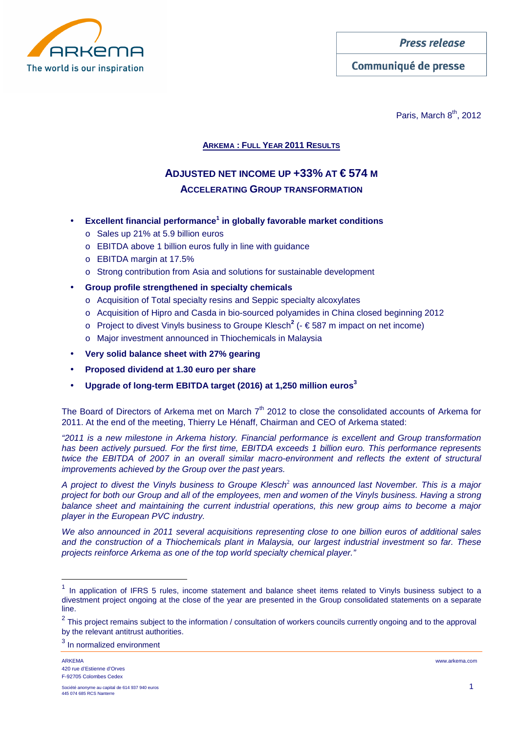Press release

Communiqué de presse

Paris, March 8th, 2012

**ARKEMA : FULL YEAR 2011 RESULTS**

## ADJUSTED NET INCOME UP +33% AT € 574 M
### ACCELERATING GROUP TRANSFORMATION

- **Excellent financial performance[1] in globally favorable market conditions**
  - Sales up 21% at 5.9 billion euros
  - EBITDA above 1 billion euros fully in line with guidance
  - EBITDA margin at 17.5%
  - Strong contribution from Asia and solutions for sustainable development
- **Group profile strengthened in specialty chemicals**
  - Acquisition of Total specialty resins and Seppic specialty alcoxylates
  - Acquisition of Hipro and Casda in bio-sourced polyamides in China closed beginning 2012
  - Project to divest Vinyls business to Groupe Klesch[2] (- € 587 m impact on net income)
  - Major investment announced in Thiochemicals in Malaysia
- **Very solid balance sheet with 27% gearing**
- **Proposed dividend at 1.30 euro per share**
- **Upgrade of long-term EBITDA target (2016) at 1,250 million euros[3]**

The Board of Directors of Arkema met on March 7th 2012 to close the consolidated accounts of Arkema for 2011. At the end of the meeting, Thierry Le Hénaff, Chairman and CEO of Arkema stated:

*"2011 is a new milestone in Arkema history. Financial performance is excellent and Group transformation has been actively pursued. For the first time, EBITDA exceeds 1 billion euro. This performance represents twice the EBITDA of 2007 in an overall similar macro-environment and reflects the extent of structural improvements achieved by the Group over the past years.*

*A project to divest the Vinyls business to Groupe Klesch[2] was announced last November. This is a major project for both our Group and all of the employees, men and women of the Vinyls business. Having a strong balance sheet and maintaining the current industrial operations, this new group aims to become a major player in the European PVC industry.*

*We also announced in 2011 several acquisitions representing close to one billion euros of additional sales and the construction of a Thiochemicals plant in Malaysia, our largest industrial investment so far. These projects reinforce Arkema as one of the top world specialty chemical player."*

---

[1] In application of IFRS 5 rules, income statement and balance sheet items related to Vinyls business subject to a divestment project ongoing at the close of the year are presented in the Group consolidated statements on a separate line.

[2] This project remains subject to the information / consultation of workers councils currently ongoing and to the approval by the relevant antitrust authorities.

[3] In normalized environment

ARKEMA
420 rue d'Estienne d'Orves
F-92705 Colombes Cedex

Société anonyme au capital de 614 937 940 euros
445 074 685 RCS Nanterre

www.arkema.com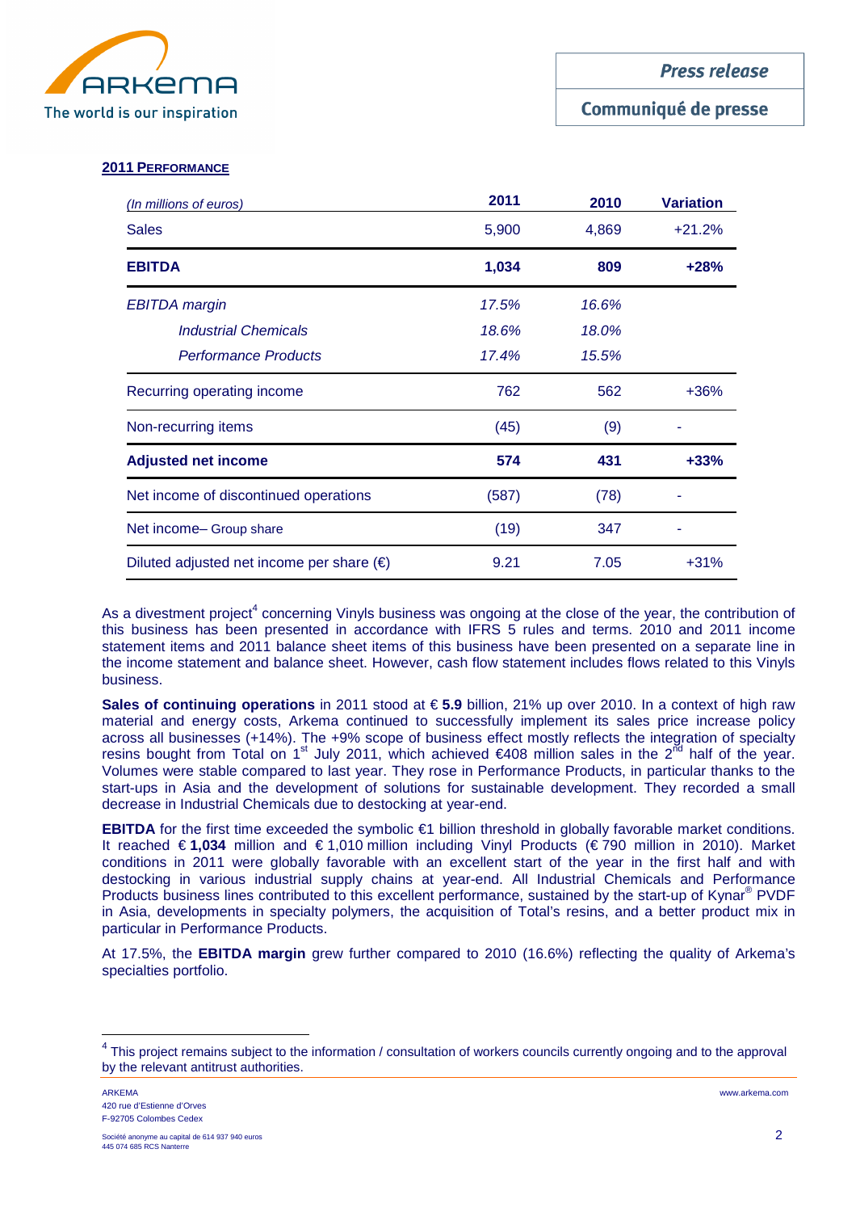## 2011 PERFORMANCE

| *(In millions of euros)* | 2011 | 2010 | Variation |
|---|---|---|---|
| Sales | 5,900 | 4,869 | +21.2% |
| **EBITDA** | **1,034** | **809** | **+28%** |
| *EBITDA margin* | *17.5%* | *16.6%* | |
| *Industrial Chemicals* | *18.6%* | *18.0%* | |
| *Performance Products* | *17.4%* | *15.5%* | |
| Recurring operating income | 762 | 562 | +36% |
| Non-recurring items | (45) | (9) | - |
| **Adjusted net income** | **574** | **431** | **+33%** |
| Net income of discontinued operations | (587) | (78) | - |
| Net income– Group share | (19) | 347 | - |
| Diluted adjusted net income per share (€) | 9.21 | 7.05 | +31% |

As a divestment project[4] concerning Vinyls business was ongoing at the close of the year, the contribution of this business has been presented in accordance with IFRS 5 rules and terms. 2010 and 2011 income statement items and 2011 balance sheet items of this business have been presented on a separate line in the income statement and balance sheet. However, cash flow statement includes flows related to this Vinyls business.

**Sales of continuing operations** in 2011 stood at € **5.9** billion, 21% up over 2010. In a context of high raw material and energy costs, Arkema continued to successfully implement its sales price increase policy across all businesses (+14%). The +9% scope of business effect mostly reflects the integration of specialty resins bought from Total on 1st July 2011, which achieved €408 million sales in the 2nd half of the year. Volumes were stable compared to last year. They rose in Performance Products, in particular thanks to the start-ups in Asia and the development of solutions for sustainable development. They recorded a small decrease in Industrial Chemicals due to destocking at year-end.

**EBITDA** for the first time exceeded the symbolic €1 billion threshold in globally favorable market conditions. It reached € **1,034** million and € 1,010 million including Vinyl Products (€ 790 million in 2010). Market conditions in 2011 were globally favorable with an excellent start of the year in the first half and with destocking in various industrial supply chains at year-end. All Industrial Chemicals and Performance Products business lines contributed to this excellent performance, sustained by the start-up of Kynar® PVDF in Asia, developments in specialty polymers, the acquisition of Total's resins, and a better product mix in particular in Performance Products.

At 17.5%, the **EBITDA margin** grew further compared to 2010 (16.6%) reflecting the quality of Arkema's specialties portfolio.

---

[4] This project remains subject to the information / consultation of workers councils currently ongoing and to the approval by the relevant antitrust authorities.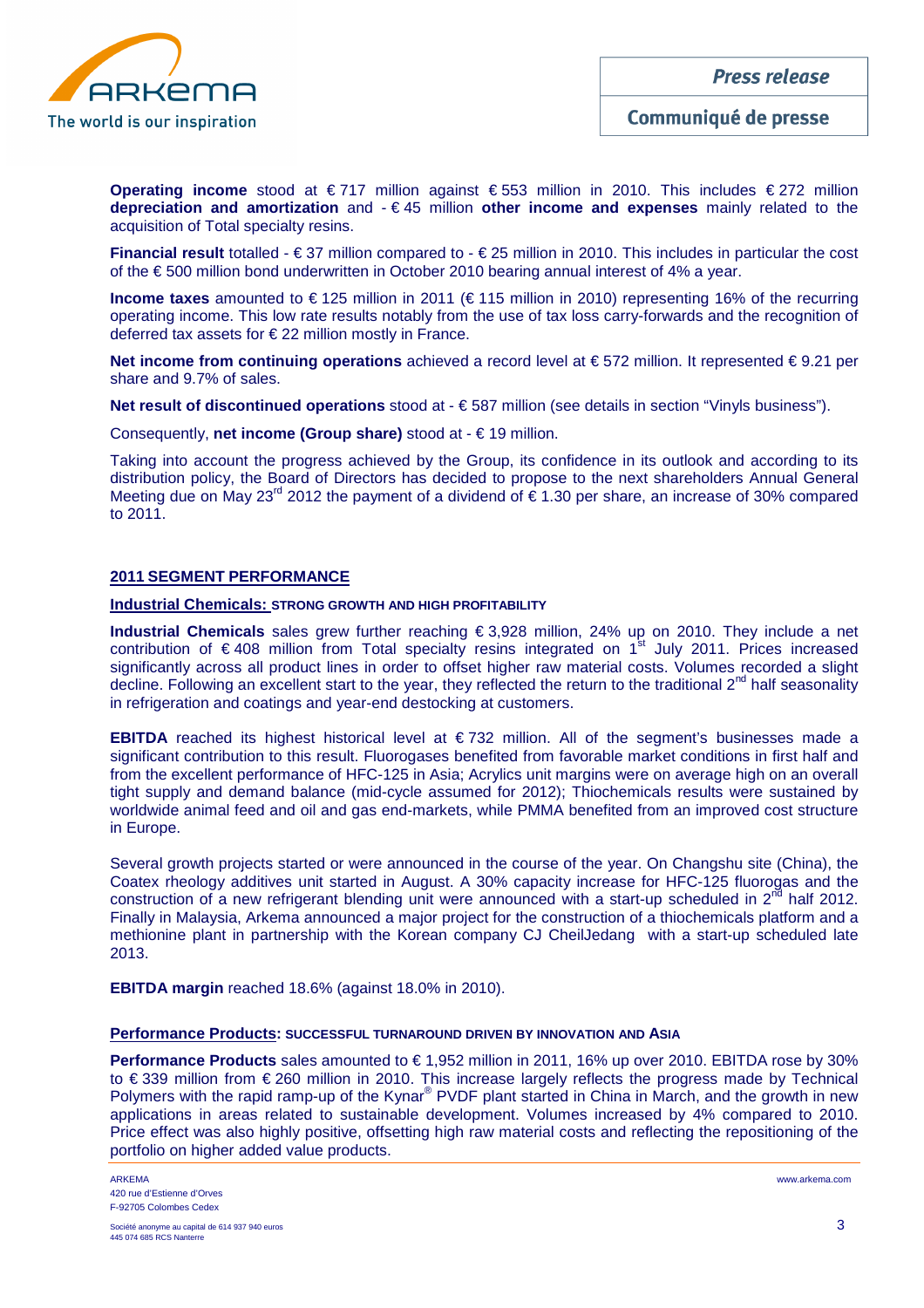**Operating income** stood at € 717 million against € 553 million in 2010. This includes € 272 million **depreciation and amortization** and - € 45 million **other income and expenses** mainly related to the acquisition of Total specialty resins.

**Financial result** totalled - € 37 million compared to - € 25 million in 2010. This includes in particular the cost of the € 500 million bond underwritten in October 2010 bearing annual interest of 4% a year.

**Income taxes** amounted to € 125 million in 2011 (€ 115 million in 2010) representing 16% of the recurring operating income. This low rate results notably from the use of tax loss carry-forwards and the recognition of deferred tax assets for € 22 million mostly in France.

**Net income from continuing operations** achieved a record level at € 572 million. It represented € 9.21 per share and 9.7% of sales.

**Net result of discontinued operations** stood at - € 587 million (see details in section "Vinyls business").

Consequently, **net income (Group share)** stood at - € 19 million.

Taking into account the progress achieved by the Group, its confidence in its outlook and according to its distribution policy, the Board of Directors has decided to propose to the next shareholders Annual General Meeting due on May 23rd 2012 the payment of a dividend of € 1.30 per share, an increase of 30% compared to 2011.

## 2011 SEGMENT PERFORMANCE

### Industrial Chemicals: STRONG GROWTH AND HIGH PROFITABILITY

**Industrial Chemicals** sales grew further reaching € 3,928 million, 24% up on 2010. They include a net contribution of € 408 million from Total specialty resins integrated on 1st July 2011. Prices increased significantly across all product lines in order to offset higher raw material costs. Volumes recorded a slight decline. Following an excellent start to the year, they reflected the return to the traditional 2nd half seasonality in refrigeration and coatings and year-end destocking at customers.

**EBITDA** reached its highest historical level at € 732 million. All of the segment's businesses made a significant contribution to this result. Fluorogases benefited from favorable market conditions in first half and from the excellent performance of HFC-125 in Asia; Acrylics unit margins were on average high on an overall tight supply and demand balance (mid-cycle assumed for 2012); Thiochemicals results were sustained by worldwide animal feed and oil and gas end-markets, while PMMA benefited from an improved cost structure in Europe.

Several growth projects started or were announced in the course of the year. On Changshu site (China), the Coatex rheology additives unit started in August. A 30% capacity increase for HFC-125 fluorogas and the construction of a new refrigerant blending unit were announced with a start-up scheduled in 2nd half 2012. Finally in Malaysia, Arkema announced a major project for the construction of a thiochemicals platform and a methionine plant in partnership with the Korean company CJ CheilJedang with a start-up scheduled late 2013.

**EBITDA margin** reached 18.6% (against 18.0% in 2010).

### Performance Products: SUCCESSFUL TURNAROUND DRIVEN BY INNOVATION AND ASIA

**Performance Products** sales amounted to € 1,952 million in 2011, 16% up over 2010. EBITDA rose by 30% to € 339 million from € 260 million in 2010. This increase largely reflects the progress made by Technical Polymers with the rapid ramp-up of the Kynar® PVDF plant started in China in March, and the growth in new applications in areas related to sustainable development. Volumes increased by 4% compared to 2010. Price effect was also highly positive, offsetting high raw material costs and reflecting the repositioning of the portfolio on higher added value products.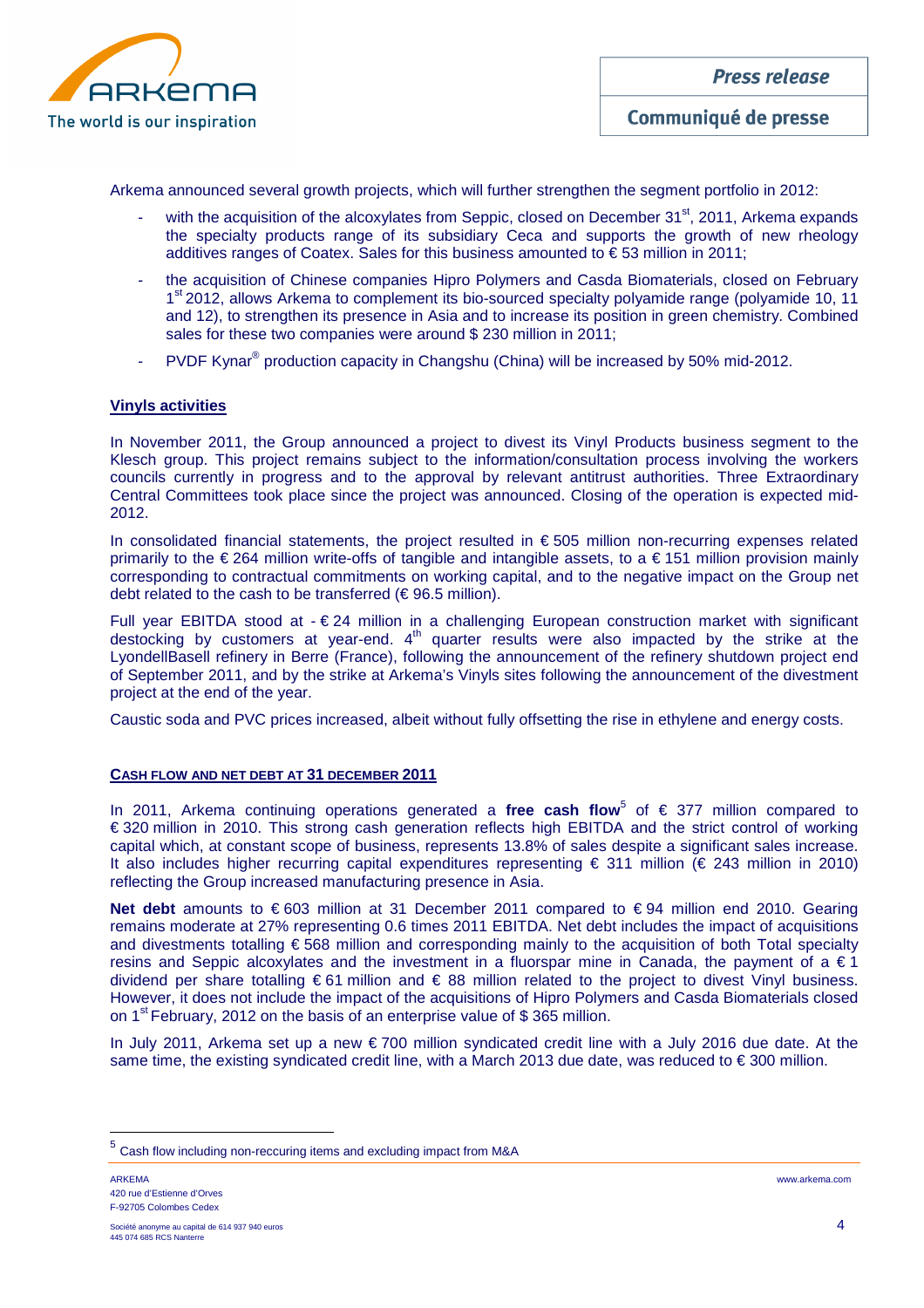Arkema announced several growth projects, which will further strengthen the segment portfolio in 2012:

- with the acquisition of the alcoxylates from Seppic, closed on December 31st, 2011, Arkema expands the specialty products range of its subsidiary Ceca and supports the growth of new rheology additives ranges of Coatex. Sales for this business amounted to € 53 million in 2011;
- the acquisition of Chinese companies Hipro Polymers and Casda Biomaterials, closed on February 1st 2012, allows Arkema to complement its bio-sourced specialty polyamide range (polyamide 10, 11 and 12), to strengthen its presence in Asia and to increase its position in green chemistry. Combined sales for these two companies were around $ 230 million in 2011;
- PVDF Kynar® production capacity in Changshu (China) will be increased by 50% mid-2012.

**Vinyls activities**

In November 2011, the Group announced a project to divest its Vinyl Products business segment to the Klesch group. This project remains subject to the information/consultation process involving the workers councils currently in progress and to the approval by relevant antitrust authorities. Three Extraordinary Central Committees took place since the project was announced. Closing of the operation is expected mid-2012.

In consolidated financial statements, the project resulted in € 505 million non-recurring expenses related primarily to the € 264 million write-offs of tangible and intangible assets, to a € 151 million provision mainly corresponding to contractual commitments on working capital, and to the negative impact on the Group net debt related to the cash to be transferred (€ 96.5 million).

Full year EBITDA stood at - € 24 million in a challenging European construction market with significant destocking by customers at year-end. 4th quarter results were also impacted by the strike at the LyondellBasell refinery in Berre (France), following the announcement of the refinery shutdown project end of September 2011, and by the strike at Arkema's Vinyls sites following the announcement of the divestment project at the end of the year.

Caustic soda and PVC prices increased, albeit without fully offsetting the rise in ethylene and energy costs.

## CASH FLOW AND NET DEBT AT 31 DECEMBER 2011

In 2011, Arkema continuing operations generated a **free cash flow**[5] of € 377 million compared to € 320 million in 2010. This strong cash generation reflects high EBITDA and the strict control of working capital which, at constant scope of business, represents 13.8% of sales despite a significant sales increase. It also includes higher recurring capital expenditures representing € 311 million (€ 243 million in 2010) reflecting the Group increased manufacturing presence in Asia.

**Net debt** amounts to € 603 million at 31 December 2011 compared to € 94 million end 2010. Gearing remains moderate at 27% representing 0.6 times 2011 EBITDA. Net debt includes the impact of acquisitions and divestments totalling € 568 million and corresponding mainly to the acquisition of both Total specialty resins and Seppic alcoxylates and the investment in a fluorspar mine in Canada, the payment of a € 1 dividend per share totalling € 61 million and € 88 million related to the project to divest Vinyl business. However, it does not include the impact of the acquisitions of Hipro Polymers and Casda Biomaterials closed on 1st February, 2012 on the basis of an enterprise value of $ 365 million.

In July 2011, Arkema set up a new € 700 million syndicated credit line with a July 2016 due date. At the same time, the existing syndicated credit line, with a March 2013 due date, was reduced to € 300 million.

[5] Cash flow including non-reccuring items and excluding impact from M&A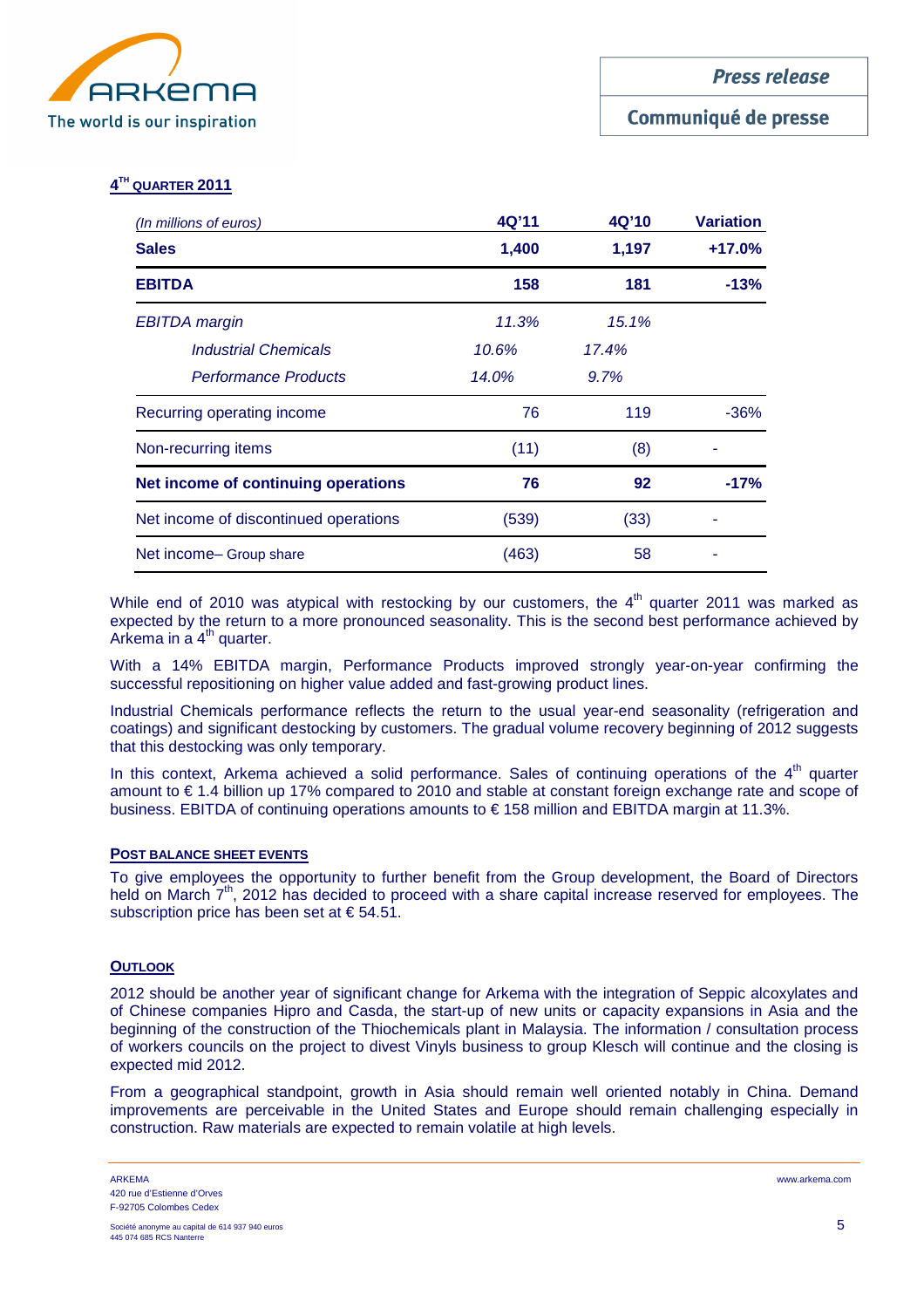## 4[TH] QUARTER 2011

| *(In millions of euros)* | 4Q'11 | 4Q'10 | Variation |
|---|---|---|---|
| **Sales** | **1,400** | **1,197** | **+17.0%** |
| **EBITDA** | **158** | **181** | **-13%** |
| *EBITDA margin* | *11.3%* | *15.1%* | |
| *Industrial Chemicals* | *10.6%* | *17.4%* | |
| *Performance Products* | *14.0%* | *9.7%* | |
| Recurring operating income | 76 | 119 | -36% |
| Non-recurring items | (11) | (8) | - |
| **Net income of continuing operations** | **76** | **92** | **-17%** |
| Net income of discontinued operations | (539) | (33) | - |
| Net income– Group share | (463) | 58 | - |

While end of 2010 was atypical with restocking by our customers, the 4[th] quarter 2011 was marked as expected by the return to a more pronounced seasonality. This is the second best performance achieved by Arkema in a 4[th] quarter.

With a 14% EBITDA margin, Performance Products improved strongly year-on-year confirming the successful repositioning on higher value added and fast-growing product lines.

Industrial Chemicals performance reflects the return to the usual year-end seasonality (refrigeration and coatings) and significant destocking by customers. The gradual volume recovery beginning of 2012 suggests that this destocking was only temporary.

In this context, Arkema achieved a solid performance. Sales of continuing operations of the 4[th] quarter amount to € 1.4 billion up 17% compared to 2010 and stable at constant foreign exchange rate and scope of business. EBITDA of continuing operations amounts to € 158 million and EBITDA margin at 11.3%.

## POST BALANCE SHEET EVENTS

To give employees the opportunity to further benefit from the Group development, the Board of Directors held on March 7[th], 2012 has decided to proceed with a share capital increase reserved for employees. The subscription price has been set at € 54.51.

## OUTLOOK

2012 should be another year of significant change for Arkema with the integration of Seppic alcoxylates and of Chinese companies Hipro and Casda, the start-up of new units or capacity expansions in Asia and the beginning of the construction of the Thiochemicals plant in Malaysia. The information / consultation process of workers councils on the project to divest Vinyls business to group Klesch will continue and the closing is expected mid 2012.

From a geographical standpoint, growth in Asia should remain well oriented notably in China. Demand improvements are perceivable in the United States and Europe should remain challenging especially in construction. Raw materials are expected to remain volatile at high levels.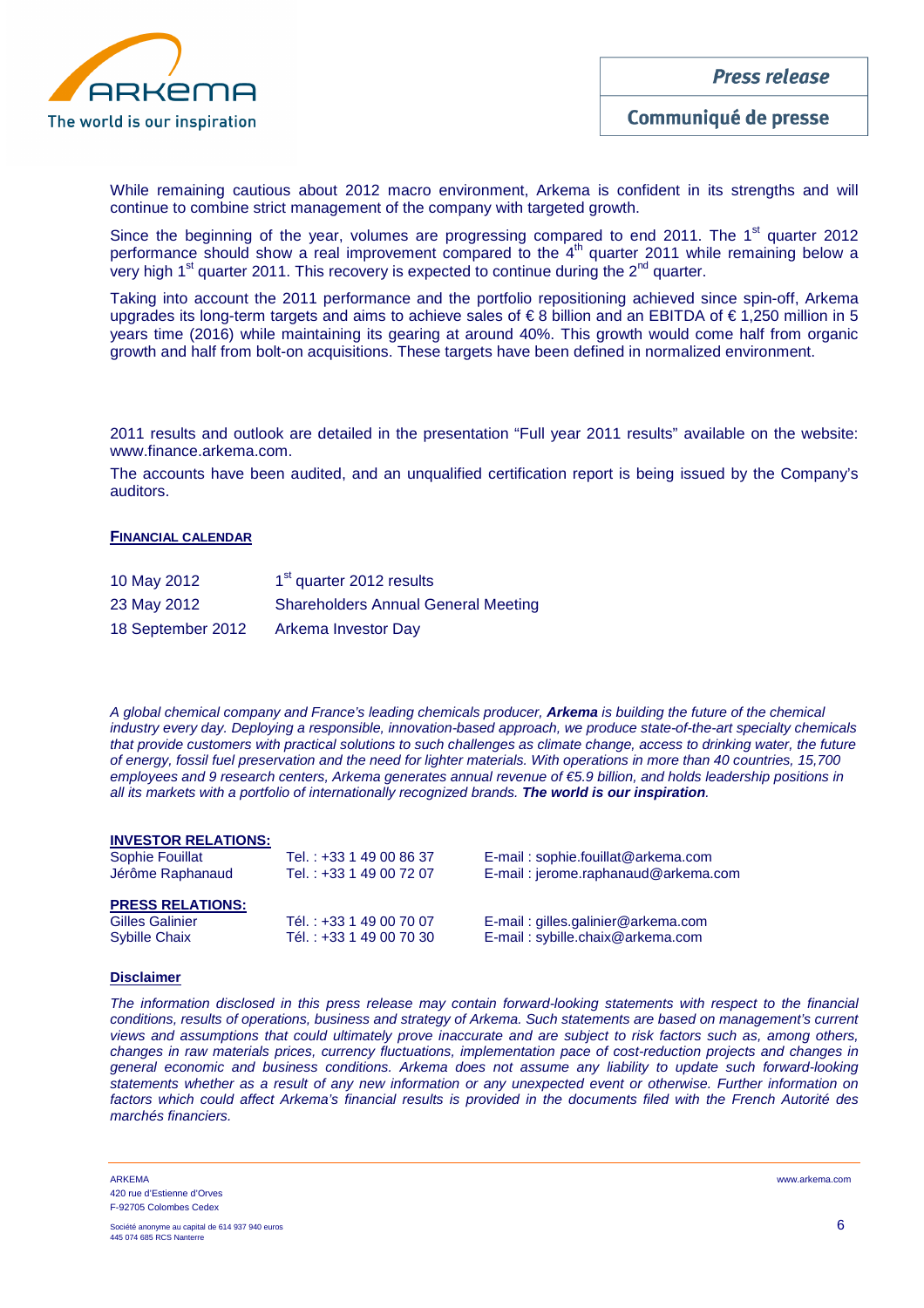While remaining cautious about 2012 macro environment, Arkema is confident in its strengths and will continue to combine strict management of the company with targeted growth.

Since the beginning of the year, volumes are progressing compared to end 2011. The 1st quarter 2012 performance should show a real improvement compared to the 4th quarter 2011 while remaining below a very high 1st quarter 2011. This recovery is expected to continue during the 2nd quarter.

Taking into account the 2011 performance and the portfolio repositioning achieved since spin-off, Arkema upgrades its long-term targets and aims to achieve sales of € 8 billion and an EBITDA of € 1,250 million in 5 years time (2016) while maintaining its gearing at around 40%. This growth would come half from organic growth and half from bolt-on acquisitions. These targets have been defined in normalized environment.

2011 results and outlook are detailed in the presentation "Full year 2011 results" available on the website: www.finance.arkema.com.

The accounts have been audited, and an unqualified certification report is being issued by the Company's auditors.

## FINANCIAL CALENDAR

| | |
|---|---|
| 10 May 2012 | 1st quarter 2012 results |
| 23 May 2012 | Shareholders Annual General Meeting |
| 18 September 2012 | Arkema Investor Day |

*A global chemical company and France's leading chemicals producer, **Arkema** is building the future of the chemical industry every day. Deploying a responsible, innovation-based approach, we produce state-of-the-art specialty chemicals that provide customers with practical solutions to such challenges as climate change, access to drinking water, the future of energy, fossil fuel preservation and the need for lighter materials. With operations in more than 40 countries, 15,700 employees and 9 research centers, Arkema generates annual revenue of €5.9 billion, and holds leadership positions in all its markets with a portfolio of internationally recognized brands. **The world is our inspiration**.*

**INVESTOR RELATIONS:**

| | | |
|---|---|---|
| Sophie Fouillat | Tel. : +33 1 49 00 86 37 | E-mail : sophie.fouillat@arkema.com |
| Jérôme Raphanaud | Tel. : +33 1 49 00 72 07 | E-mail : jerome.raphanaud@arkema.com |

**PRESS RELATIONS:**

| | | |
|---|---|---|
| Gilles Galinier | Tél. : +33 1 49 00 70 07 | E-mail : gilles.galinier@arkema.com |
| Sybille Chaix | Tél. : +33 1 49 00 70 30 | E-mail : sybille.chaix@arkema.com |

**Disclaimer**

*The information disclosed in this press release may contain forward-looking statements with respect to the financial conditions, results of operations, business and strategy of Arkema. Such statements are based on management's current views and assumptions that could ultimately prove inaccurate and are subject to risk factors such as, among others, changes in raw materials prices, currency fluctuations, implementation pace of cost-reduction projects and changes in general economic and business conditions. Arkema does not assume any liability to update such forward-looking statements whether as a result of any new information or any unexpected event or otherwise. Further information on factors which could affect Arkema's financial results is provided in the documents filed with the French Autorité des marchés financiers.*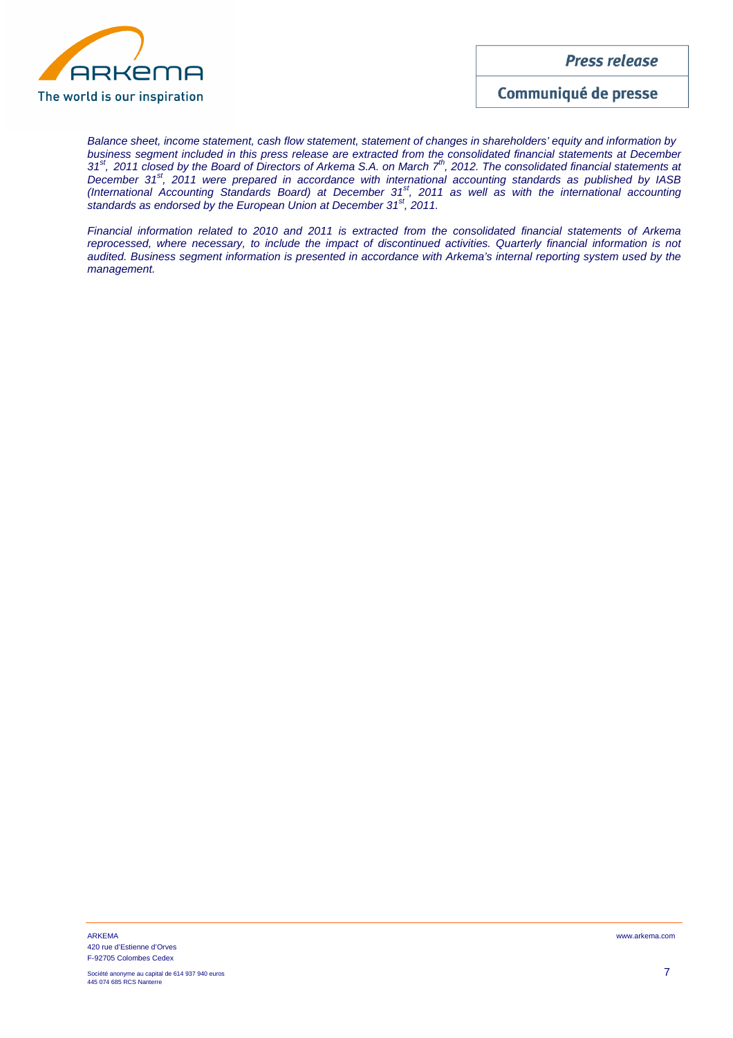*Balance sheet, income statement, cash flow statement, statement of changes in shareholders' equity and information by business segment included in this press release are extracted from the consolidated financial statements at December 31st, 2011 closed by the Board of Directors of Arkema S.A. on March 7th, 2012. The consolidated financial statements at December 31st, 2011 were prepared in accordance with international accounting standards as published by IASB (International Accounting Standards Board) at December 31st, 2011 as well as with the international accounting standards as endorsed by the European Union at December 31st, 2011.*

*Financial information related to 2010 and 2011 is extracted from the consolidated financial statements of Arkema reprocessed, where necessary, to include the impact of discontinued activities. Quarterly financial information is not audited. Business segment information is presented in accordance with Arkema's internal reporting system used by the management.*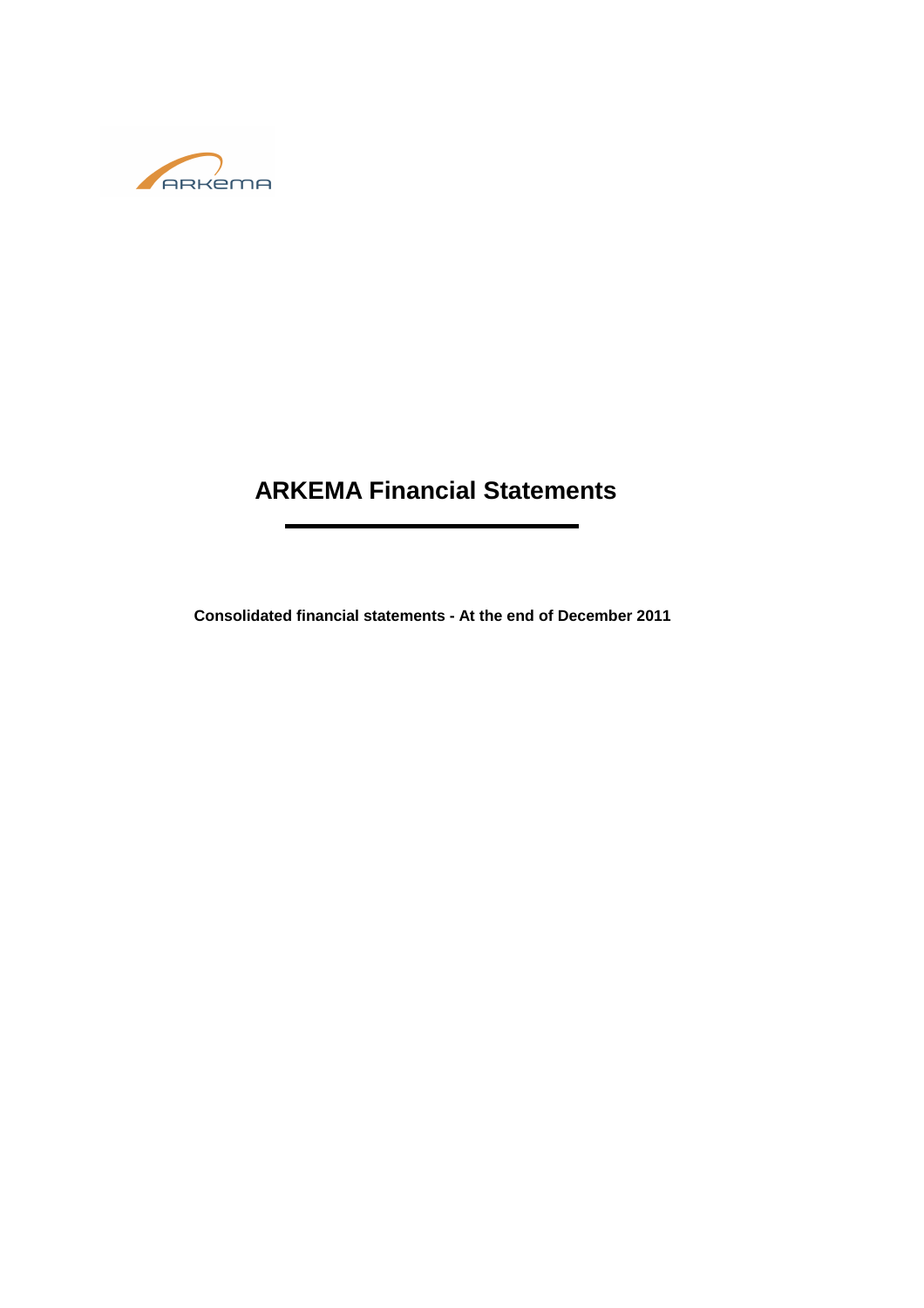# ARKEMA Financial Statements

**Consolidated financial statements - At the end of December 2011**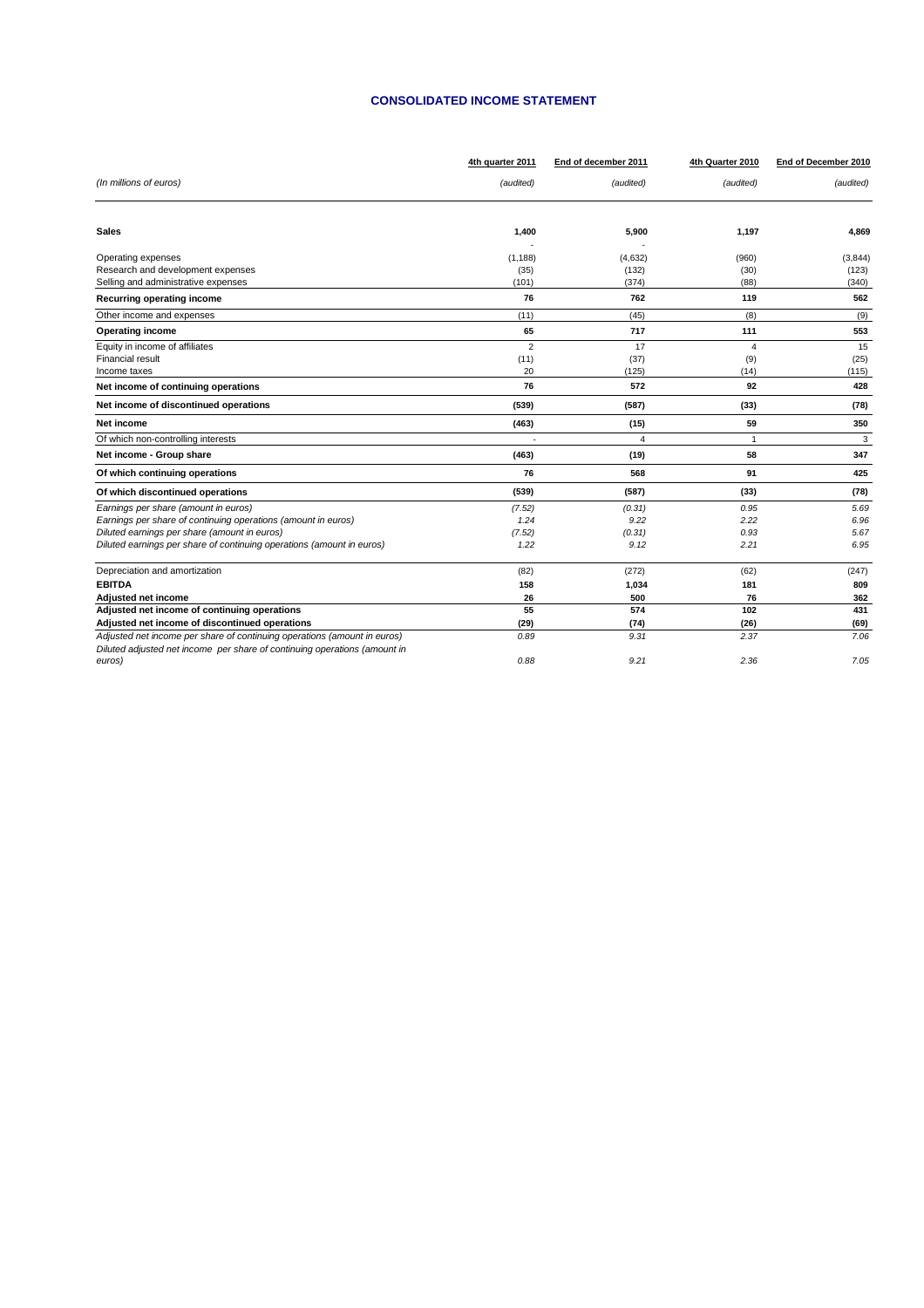# CONSOLIDATED INCOME STATEMENT

| | 4th quarter 2011 | End of december 2011 | 4th Quarter 2010 | End of December 2010 |
|---|---|---|---|---|
| *(In millions of euros)* | *(audited)* | *(audited)* | *(audited)* | *(audited)* |
| **Sales** | **1,400** | **5,900** | **1,197** | **4,869** |
| | - | - | | |
| Operating expenses | (1,188) | (4,632) | (960) | (3,844) |
| Research and development expenses | (35) | (132) | (30) | (123) |
| Selling and administrative expenses | (101) | (374) | (88) | (340) |
| **Recurring operating income** | **76** | **762** | **119** | **562** |
| Other income and expenses | (11) | (45) | (8) | (9) |
| **Operating income** | **65** | **717** | **111** | **553** |
| Equity in income of affiliates | 2 | 17 | 4 | 15 |
| Financial result | (11) | (37) | (9) | (25) |
| Income taxes | 20 | (125) | (14) | (115) |
| **Net income of continuing operations** | **76** | **572** | **92** | **428** |
| **Net income of discontinued operations** | **(539)** | **(587)** | **(33)** | **(78)** |
| **Net income** | **(463)** | **(15)** | **59** | **350** |
| Of which non-controlling interests | - | 4 | 1 | 3 |
| **Net income - Group share** | **(463)** | **(19)** | **58** | **347** |
| **Of which continuing operations** | **76** | **568** | **91** | **425** |
| **Of which discontinued operations** | **(539)** | **(587)** | **(33)** | **(78)** |
| *Earnings per share (amount in euros)* | *(7.52)* | *(0.31)* | *0.95* | *5.69* |
| *Earnings per share of continuing operations (amount in euros)* | *1.24* | *9.22* | *2.22* | *6.96* |
| *Diluted earnings per share (amount in euros)* | *(7.52)* | *(0.31)* | *0.93* | *5.67* |
| *Diluted earnings per share of continuing operations (amount in euros)* | *1.22* | *9.12* | *2.21* | *6.95* |
| Depreciation and amortization | (82) | (272) | (62) | (247) |
| **EBITDA** | **158** | **1,034** | **181** | **809** |
| **Adjusted net income** | **26** | **500** | **76** | **362** |
| **Adjusted net income of continuing operations** | **55** | **574** | **102** | **431** |
| **Adjusted net income of discontinued operations** | **(29)** | **(74)** | **(26)** | **(69)** |
| *Adjusted net income per share of continuing operations (amount in euros)* | *0.89* | *9.31* | *2.37* | *7.06* |
| *Diluted adjusted net income per share of continuing operations (amount in euros)* | *0.88* | *9.21* | *2.36* | *7.05* |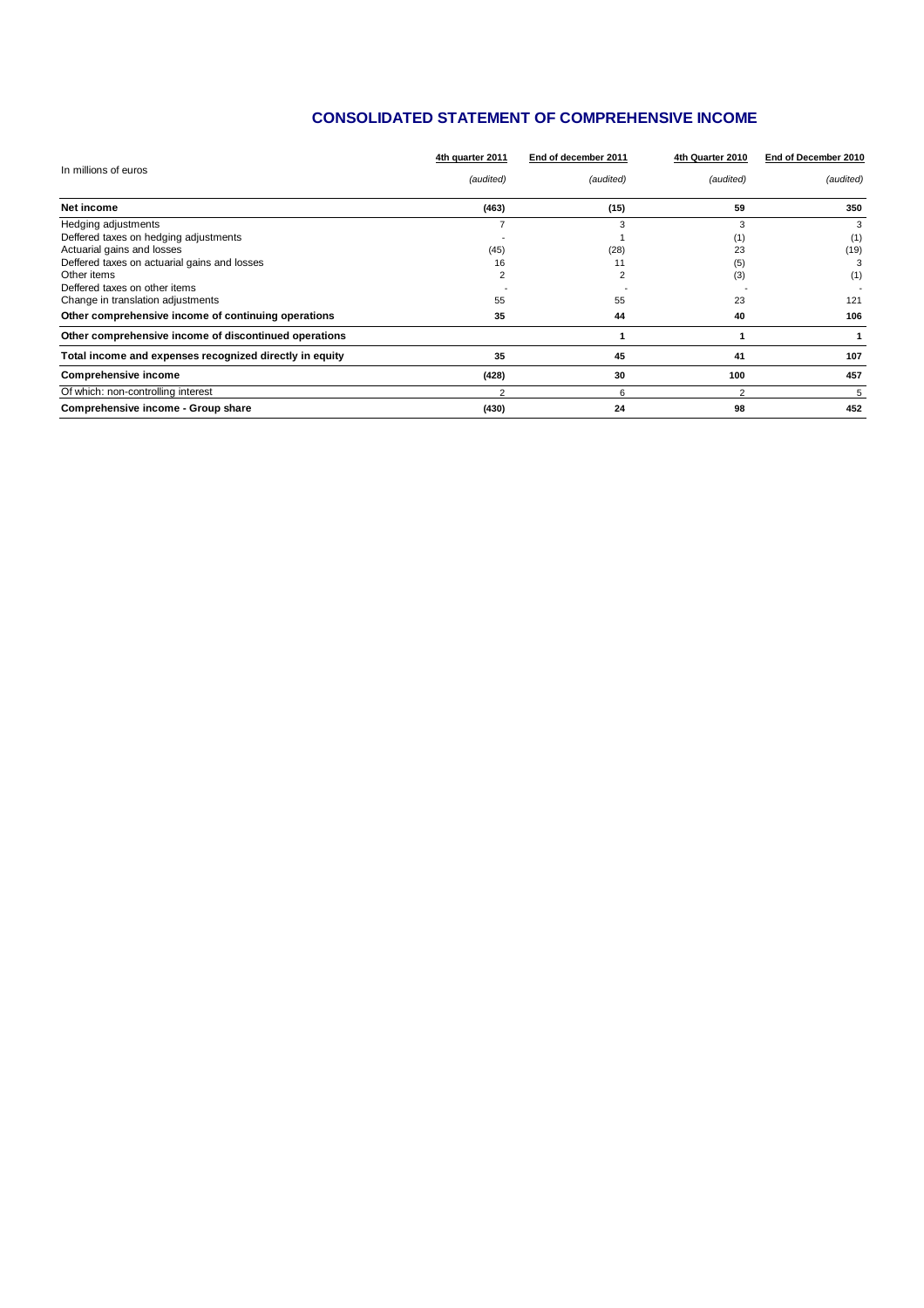## CONSOLIDATED STATEMENT OF COMPREHENSIVE INCOME

| In millions of euros | 4th quarter 2011<br>*(audited)* | End of december 2011<br>*(audited)* | 4th Quarter 2010<br>*(audited)* | End of December 2010<br>*(audited)* |
|---|---|---|---|---|
| **Net income** | **(463)** | **(15)** | **59** | **350** |
| Hedging adjustments | 7 | 3 | 3 | 3 |
| Deffered taxes on hedging adjustments | - | 1 | (1) | (1) |
| Actuarial gains and losses | (45) | (28) | 23 | (19) |
| Deffered taxes on actuarial gains and losses | 16 | 11 | (5) | 3 |
| Other items | 2 | 2 | (3) | (1) |
| Deffered taxes on other items | - | - | - | - |
| Change in translation adjustments | 55 | 55 | 23 | 121 |
| **Other comprehensive income of continuing operations** | **35** | **44** | **40** | **106** |
| **Other comprehensive income of discontinued operations** | | **1** | **1** | **1** |
| **Total income and expenses recognized directly in equity** | **35** | **45** | **41** | **107** |
| **Comprehensive income** | **(428)** | **30** | **100** | **457** |
| Of which: non-controlling interest | 2 | 6 | 2 | 5 |
| **Comprehensive income - Group share** | **(430)** | **24** | **98** | **452** |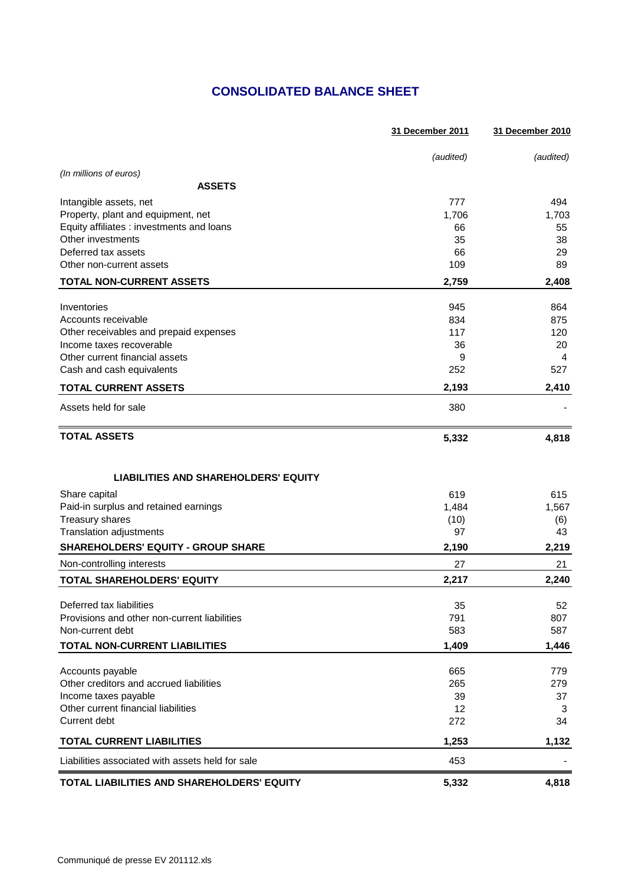# CONSOLIDATED BALANCE SHEET

| | 31 December 2011 | 31 December 2010 |
|---|---|---|
| | *(audited)* | *(audited)* |
| *(In millions of euros)* | | |
| **ASSETS** | | |
| Intangible assets, net | 777 | 494 |
| Property, plant and equipment, net | 1,706 | 1,703 |
| Equity affiliates : investments and loans | 66 | 55 |
| Other investments | 35 | 38 |
| Deferred tax assets | 66 | 29 |
| Other non-current assets | 109 | 89 |
| **TOTAL NON-CURRENT ASSETS** | **2,759** | **2,408** |
| Inventories | 945 | 864 |
| Accounts receivable | 834 | 875 |
| Other receivables and prepaid expenses | 117 | 120 |
| Income taxes recoverable | 36 | 20 |
| Other current financial assets | 9 | 4 |
| Cash and cash equivalents | 252 | 527 |
| **TOTAL CURRENT ASSETS** | **2,193** | **2,410** |
| Assets held for sale | 380 | - |
| **TOTAL ASSETS** | **5,332** | **4,818** |
| **LIABILITIES AND SHAREHOLDERS' EQUITY** | | |
| Share capital | 619 | 615 |
| Paid-in surplus and retained earnings | 1,484 | 1,567 |
| Treasury shares | (10) | (6) |
| Translation adjustments | 97 | 43 |
| **SHAREHOLDERS' EQUITY - GROUP SHARE** | **2,190** | **2,219** |
| Non-controlling interests | 27 | 21 |
| **TOTAL SHAREHOLDERS' EQUITY** | **2,217** | **2,240** |
| Deferred tax liabilities | 35 | 52 |
| Provisions and other non-current liabilities | 791 | 807 |
| Non-current debt | 583 | 587 |
| **TOTAL NON-CURRENT LIABILITIES** | **1,409** | **1,446** |
| Accounts payable | 665 | 779 |
| Other creditors and accrued liabilities | 265 | 279 |
| Income taxes payable | 39 | 37 |
| Other current financial liabilities | 12 | 3 |
| Current debt | 272 | 34 |
| **TOTAL CURRENT LIABILITIES** | **1,253** | **1,132** |
| Liabilities associated with assets held for sale | 453 | - |
| **TOTAL LIABILITIES AND SHAREHOLDERS' EQUITY** | **5,332** | **4,818** |

Communiqué de presse EV 201112.xls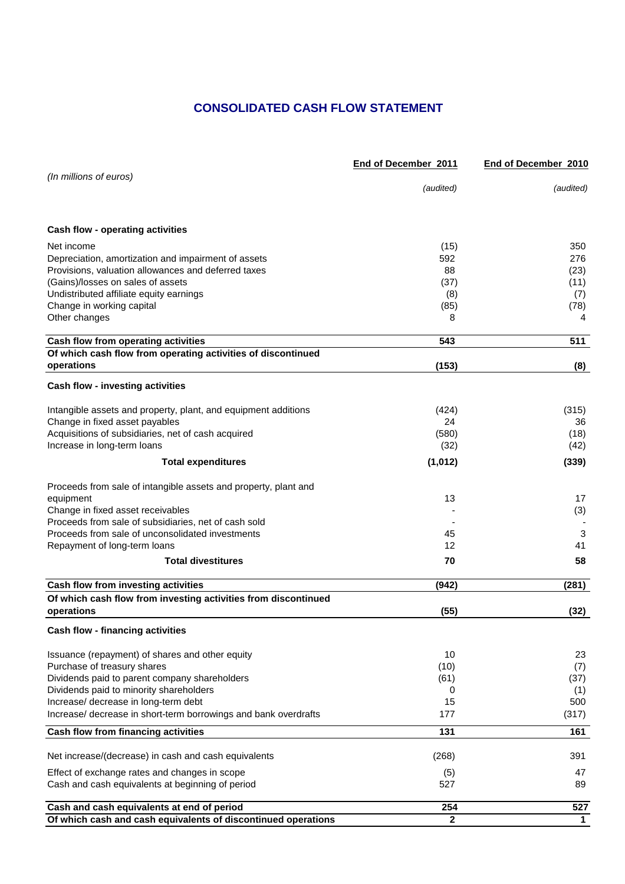# CONSOLIDATED CASH FLOW STATEMENT

| *(In millions of euros)* | End of December 2011 *(audited)* | End of December 2010 *(audited)* |
|---|---|---|
| **Cash flow - operating activities** | | |
| Net income | (15) | 350 |
| Depreciation, amortization and impairment of assets | 592 | 276 |
| Provisions, valuation allowances and deferred taxes | 88 | (23) |
| (Gains)/losses on sales of assets | (37) | (11) |
| Undistributed affiliate equity earnings | (8) | (7) |
| Change in working capital | (85) | (78) |
| Other changes | 8 | 4 |
| **Cash flow from operating activities** | **543** | **511** |
| **Of which cash flow from operating activities of discontinued operations** | **(153)** | **(8)** |
| **Cash flow - investing activities** | | |
| Intangible assets and property, plant, and equipment additions | (424) | (315) |
| Change in fixed asset payables | 24 | 36 |
| Acquisitions of subsidiaries, net of cash acquired | (580) | (18) |
| Increase in long-term loans | (32) | (42) |
| **Total expenditures** | **(1,012)** | **(339)** |
| Proceeds from sale of intangible assets and property, plant and equipment | 13 | 17 |
| Change in fixed asset receivables | - | (3) |
| Proceeds from sale of subsidiaries, net of cash sold | - | - |
| Proceeds from sale of unconsolidated investments | 45 | 3 |
| Repayment of long-term loans | 12 | 41 |
| **Total divestitures** | **70** | **58** |
| **Cash flow from investing activities** | **(942)** | **(281)** |
| **Of which cash flow from investing activities from discontinued operations** | **(55)** | **(32)** |
| **Cash flow - financing activities** | | |
| Issuance (repayment) of shares and other equity | 10 | 23 |
| Purchase of treasury shares | (10) | (7) |
| Dividends paid to parent company shareholders | (61) | (37) |
| Dividends paid to minority shareholders | 0 | (1) |
| Increase/ decrease in long-term debt | 15 | 500 |
| Increase/ decrease in short-term borrowings and bank overdrafts | 177 | (317) |
| **Cash flow from financing activities** | **131** | **161** |
| Net increase/(decrease) in cash and cash equivalents | (268) | 391 |
| Effect of exchange rates and changes in scope | (5) | 47 |
| Cash and cash equivalents at beginning of period | 527 | 89 |
| **Cash and cash equivalents at end of period** | **254** | **527** |
| **Of which cash and cash equivalents of discontinued operations** | **2** | **1** |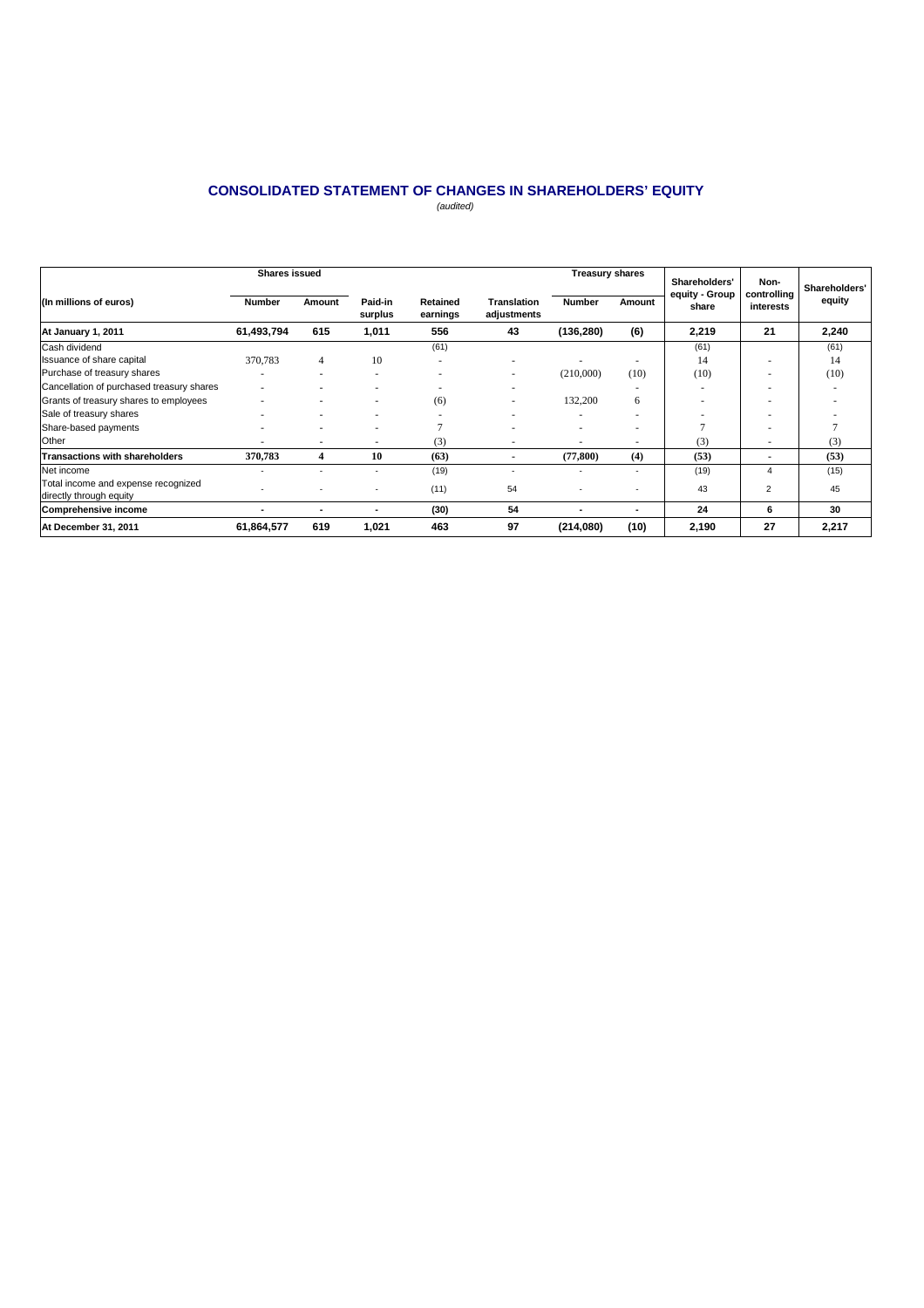## CONSOLIDATED STATEMENT OF CHANGES IN SHAREHOLDERS' EQUITY

*(audited)*

| (In millions of euros) | Shares issued | | Paid-in surplus | Retained earnings | Translation adjustments | Treasury shares | | Shareholders' equity - Group share | Non-controlling interests | Shareholders' equity |
|---|---|---|---|---|---|---|---|---|---|---|
| | Number | Amount | | | | Number | Amount | | | |
| **At January 1, 2011** | **61,493,794** | **615** | **1,011** | **556** | **43** | **(136,280)** | **(6)** | **2,219** | **21** | **2,240** |
| Cash dividend | | | | (61) | | | | (61) | | (61) |
| Issuance of share capital | 370,783 | 4 | 10 | - | - | - | - | 14 | - | 14 |
| Purchase of treasury shares | - | - | - | - | - | (210,000) | (10) | (10) | - | (10) |
| Cancellation of purchased treasury shares | - | - | - | - | - | | - | - | - | - |
| Grants of treasury shares to employees | - | - | - | (6) | - | 132,200 | 6 | - | - | - |
| Sale of treasury shares | - | - | - | - | - | - | - | - | - | - |
| Share-based payments | - | - | - | 7 | - | - | - | 7 | - | 7 |
| Other | - | - | - | (3) | - | - | - | (3) | - | (3) |
| **Transactions with shareholders** | **370,783** | **4** | **10** | **(63)** | **-** | **(77,800)** | **(4)** | **(53)** | **-** | **(53)** |
| Net income | - | - | - | (19) | - | - | - | (19) | 4 | (15) |
| Total income and expense recognized directly through equity | - | - | - | (11) | 54 | - | - | 43 | 2 | 45 |
| **Comprehensive income** | **-** | **-** | **-** | **(30)** | **54** | **-** | **-** | **24** | **6** | **30** |
| **At December 31, 2011** | **61,864,577** | **619** | **1,021** | **463** | **97** | **(214,080)** | **(10)** | **2,190** | **27** | **2,217** |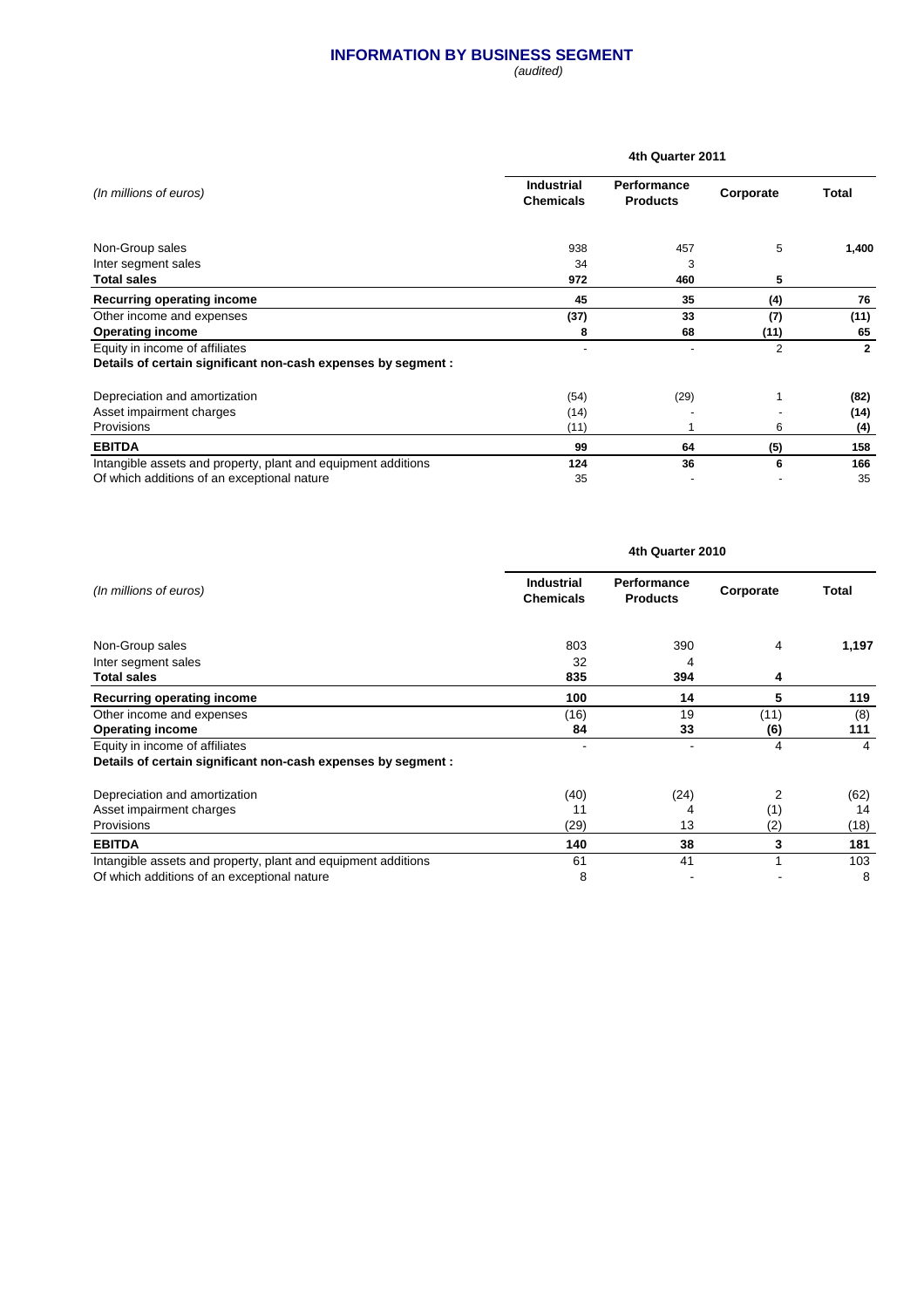# INFORMATION BY BUSINESS SEGMENT

*(audited)*

| *(In millions of euros)* | 4th Quarter 2011 | | | |
|---|---|---|---|---|
| | **Industrial Chemicals** | **Performance Products** | **Corporate** | **Total** |
| Non-Group sales | 938 | 457 | 5 | **1,400** |
| Inter segment sales | 34 | 3 | | |
| **Total sales** | **972** | **460** | **5** | |
| **Recurring operating income** | **45** | **35** | **(4)** | **76** |
| Other income and expenses | **(37)** | **33** | **(7)** | **(11)** |
| **Operating income** | **8** | **68** | **(11)** | **65** |
| Equity in income of affiliates | - | - | 2 | **2** |
| **Details of certain significant non-cash expenses by segment :** | | | | |
| Depreciation and amortization | (54) | (29) | 1 | **(82)** |
| Asset impairment charges | (14) | - | - | **(14)** |
| Provisions | (11) | 1 | 6 | **(4)** |
| **EBITDA** | **99** | **64** | **(5)** | **158** |
| Intangible assets and property, plant and equipment additions | **124** | **36** | **6** | **166** |
| Of which additions of an exceptional nature | 35 | - | - | 35 |

| *(In millions of euros)* | 4th Quarter 2010 | | | |
|---|---|---|---|---|
| | **Industrial Chemicals** | **Performance Products** | **Corporate** | **Total** |
| Non-Group sales | 803 | 390 | 4 | **1,197** |
| Inter segment sales | 32 | 4 | | |
| **Total sales** | **835** | **394** | **4** | |
| **Recurring operating income** | **100** | **14** | **5** | **119** |
| Other income and expenses | (16) | 19 | (11) | (8) |
| **Operating income** | **84** | **33** | **(6)** | **111** |
| Equity in income of affiliates | - | - | 4 | 4 |
| **Details of certain significant non-cash expenses by segment :** | | | | |
| Depreciation and amortization | (40) | (24) | 2 | (62) |
| Asset impairment charges | 11 | 4 | (1) | 14 |
| Provisions | (29) | 13 | (2) | (18) |
| **EBITDA** | **140** | **38** | **3** | **181** |
| Intangible assets and property, plant and equipment additions | 61 | 41 | 1 | 103 |
| Of which additions of an exceptional nature | 8 | - | - | 8 |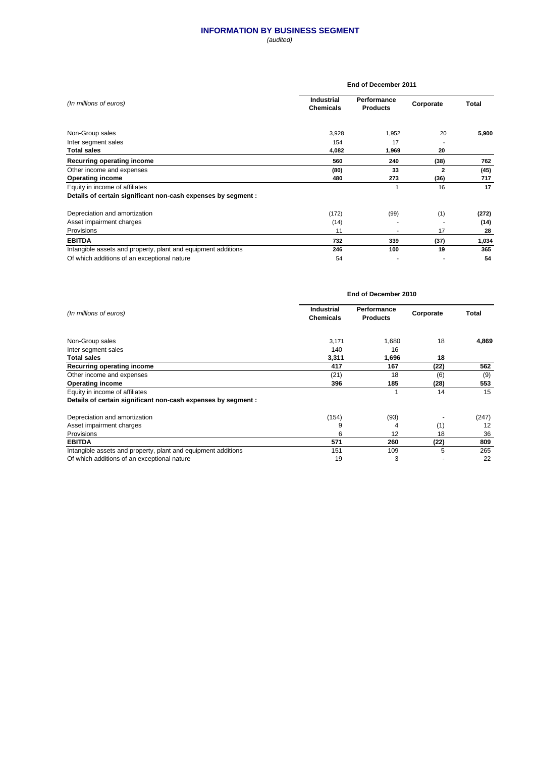## INFORMATION BY BUSINESS SEGMENT

*(audited)*

| *(In millions of euros)* | End of December 2011 | | | |
|---|---|---|---|---|
| | **Industrial Chemicals** | **Performance Products** | **Corporate** | **Total** |
| Non-Group sales | 3,928 | 1,952 | 20 | **5,900** |
| Inter segment sales | 154 | 17 | - | |
| **Total sales** | **4,082** | **1,969** | **20** | |
| **Recurring operating income** | **560** | **240** | **(38)** | **762** |
| Other income and expenses | **(80)** | **33** | **2** | **(45)** |
| **Operating income** | **480** | **273** | **(36)** | **717** |
| Equity in income of affiliates | | 1 | 16 | **17** |
| **Details of certain significant non-cash expenses by segment :** | | | | |
| Depreciation and amortization | (172) | (99) | (1) | **(272)** |
| Asset impairment charges | (14) | - | - | **(14)** |
| Provisions | 11 | - | 17 | **28** |
| **EBITDA** | **732** | **339** | **(37)** | **1,034** |
| Intangible assets and property, plant and equipment additions | **246** | **100** | **19** | **365** |
| Of which additions of an exceptional nature | 54 | - | - | **54** |

| *(In millions of euros)* | End of December 2010 | | | |
|---|---|---|---|---|
| | **Industrial Chemicals** | **Performance Products** | **Corporate** | **Total** |
| Non-Group sales | 3,171 | 1,680 | 18 | **4,869** |
| Inter segment sales | 140 | 16 | | |
| **Total sales** | **3,311** | **1,696** | **18** | |
| **Recurring operating income** | **417** | **167** | **(22)** | **562** |
| Other income and expenses | (21) | 18 | (6) | (9) |
| **Operating income** | **396** | **185** | **(28)** | **553** |
| Equity in income of affiliates | | 1 | 14 | 15 |
| **Details of certain significant non-cash expenses by segment :** | | | | |
| Depreciation and amortization | (154) | (93) | - | (247) |
| Asset impairment charges | 9 | 4 | (1) | 12 |
| Provisions | 6 | 12 | 18 | 36 |
| **EBITDA** | **571** | **260** | **(22)** | **809** |
| Intangible assets and property, plant and equipment additions | 151 | 109 | 5 | 265 |
| Of which additions of an exceptional nature | 19 | 3 | - | 22 |